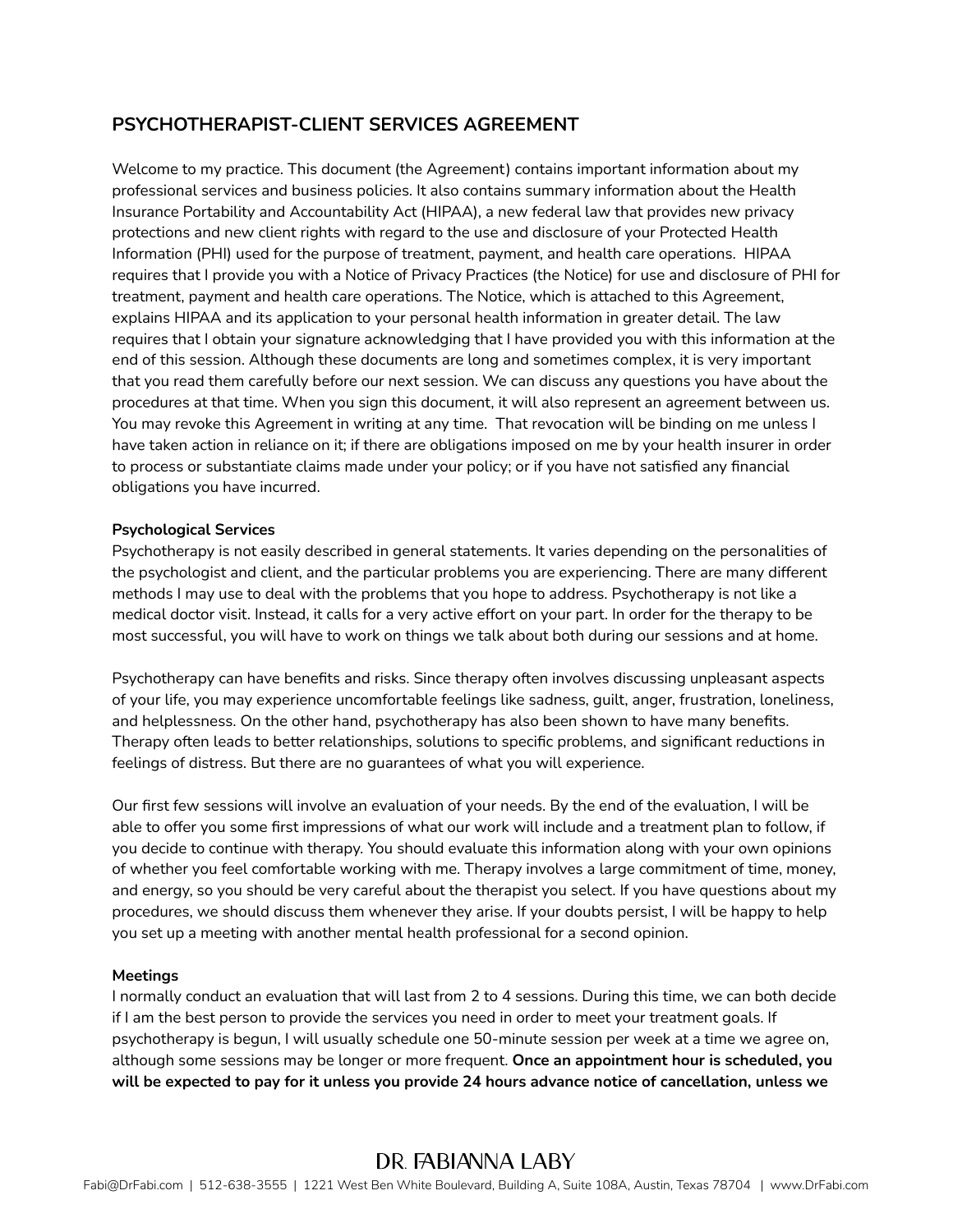# PSYCHOTHERAPIST-CLIENT SERVICES AGREEMENT

Welcome to my practice. This document (the Agreement) contains important information about my professional services and business policies. It also contains summary information about the Health Insurance Portability and Accountability Act (HIPAA), a new federal law that provides new privacy protections and new client rights with regard to the use and disclosure of your Protected Health Information (PHI) used for the purpose of treatment, payment, and health care operations. HIPAA requires that I provide you with a Notice of Privacy Practices (the Notice) for use and disclosure of PHI for treatment, payment and health care operations. The Notice, which is attached to this Agreement, explains HIPAA and its application to your personal health information in greater detail. The law requires that I obtain your signature acknowledging that I have provided you with this information at the end of this session. Although these documents are long and sometimes complex, it is very important that you read them carefully before our next session. We can discuss any questions you have about the procedures at that time. When you sign this document, it will also represent an agreement between us. You may revoke this Agreement in writing at any time. That revocation will be binding on me unless I have taken action in reliance on it; if there are obligations imposed on me by your health insurer in order to process or substantiate claims made under your policy; or if you have not satisfied any financial obligations you have incurred.

**Psychological Services**

Psychotherapy is not easily described in general statements. It varies depending on the personalities of the psychologist and client, and the particular problems you are experiencing. There are many different methods I may use to deal with the problems that you hope to address. Psychotherapy is not like a medical doctor visit. Instead, it calls for a very active effort on your part. In order for the therapy to be most successful, you will have to work on things we talk about both during our sessions and at home.

Psychotherapy can have benefits and risks. Since therapy often involves discussing unpleasant aspects of your life, you may experience uncomfortable feelings like sadness, guilt, anger, frustration, loneliness, and helplessness. On the other hand, psychotherapy has also been shown to have many benefits. Therapy often leads to better relationships, solutions to specific problems, and significant reductions in feelings of distress. But there are no guarantees of what you will experience.

Our first few sessions will involve an evaluation of your needs. By the end of the evaluation, I will be able to offer you some first impressions of what our work will include and a treatment plan to follow, if you decide to continue with therapy. You should evaluate this information along with your own opinions of whether you feel comfortable working with me. Therapy involves a large commitment of time, money, and energy, so you should be very careful about the therapist you select. If you have questions about my procedures, we should discuss them whenever they arise. If your doubts persist, I will be happy to help you set up a meeting with another mental health professional for a second opinion.

**Meetings**

I normally conduct an evaluation that will last from 2 to 4 sessions. During this time, we can both decide if I am the best person to provide the services you need in order to meet your treatment goals. If psychotherapy is begun, I will usually schedule one 50-minute session per week at a time we agree on, although some sessions may be longer or more frequent. **Once an appointment hour is scheduled, you will be expected to pay for it unless you provide 24 hours advance notice of cancellation, unless we**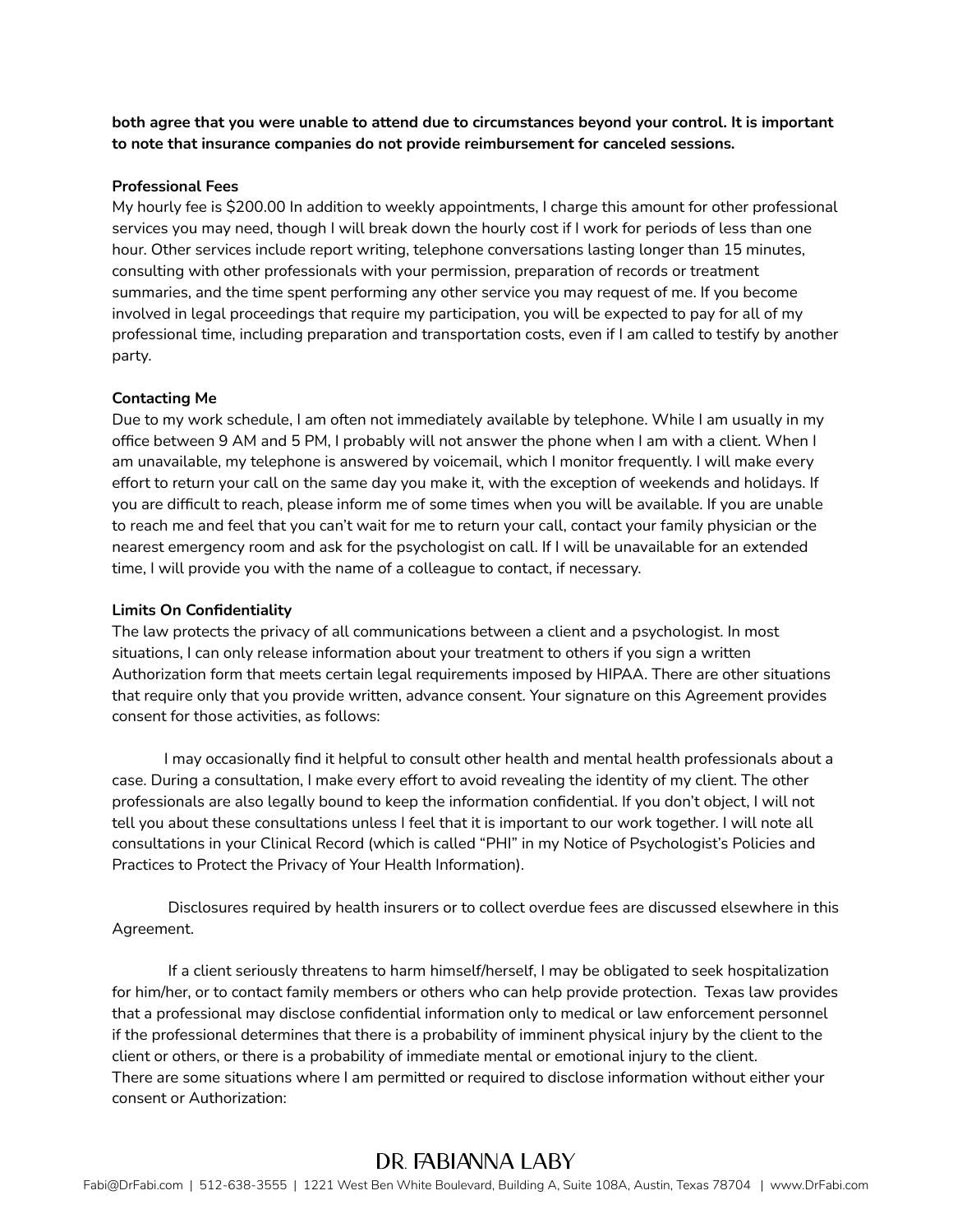**both agree that you were unable to attend due to circumstances beyond your control. It is important to note that insurance companies do not provide reimbursement for canceled sessions.**

**Professional Fees**

My hourly fee is $200.00 In addition to weekly appointments, I charge this amount for other professional services you may need, though I will break down the hourly cost if I work for periods of less than one hour. Other services include report writing, telephone conversations lasting longer than 15 minutes, consulting with other professionals with your permission, preparation of records or treatment summaries, and the time spent performing any other service you may request of me. If you become involved in legal proceedings that require my participation, you will be expected to pay for all of my professional time, including preparation and transportation costs, even if I am called to testify by another party.

**Contacting Me**

Due to my work schedule, I am often not immediately available by telephone. While I am usually in my office between 9 AM and 5 PM, I probably will not answer the phone when I am with a client. When I am unavailable, my telephone is answered by voicemail, which I monitor frequently. I will make every effort to return your call on the same day you make it, with the exception of weekends and holidays. If you are difficult to reach, please inform me of some times when you will be available. If you are unable to reach me and feel that you can't wait for me to return your call, contact your family physician or the nearest emergency room and ask for the psychologist on call. If I will be unavailable for an extended time, I will provide you with the name of a colleague to contact, if necessary.

**Limits On Confidentiality**

The law protects the privacy of all communications between a client and a psychologist. In most situations, I can only release information about your treatment to others if you sign a written Authorization form that meets certain legal requirements imposed by HIPAA. There are other situations that require only that you provide written, advance consent. Your signature on this Agreement provides consent for those activities, as follows:

I may occasionally find it helpful to consult other health and mental health professionals about a case. During a consultation, I make every effort to avoid revealing the identity of my client. The other professionals are also legally bound to keep the information confidential. If you don't object, I will not tell you about these consultations unless I feel that it is important to our work together. I will note all consultations in your Clinical Record (which is called "PHI" in my Notice of Psychologist's Policies and Practices to Protect the Privacy of Your Health Information).

Disclosures required by health insurers or to collect overdue fees are discussed elsewhere in this Agreement.

If a client seriously threatens to harm himself/herself, I may be obligated to seek hospitalization for him/her, or to contact family members or others who can help provide protection. Texas law provides that a professional may disclose confidential information only to medical or law enforcement personnel if the professional determines that there is a probability of imminent physical injury by the client to the client or others, or there is a probability of immediate mental or emotional injury to the client. There are some situations where I am permitted or required to disclose information without either your consent or Authorization: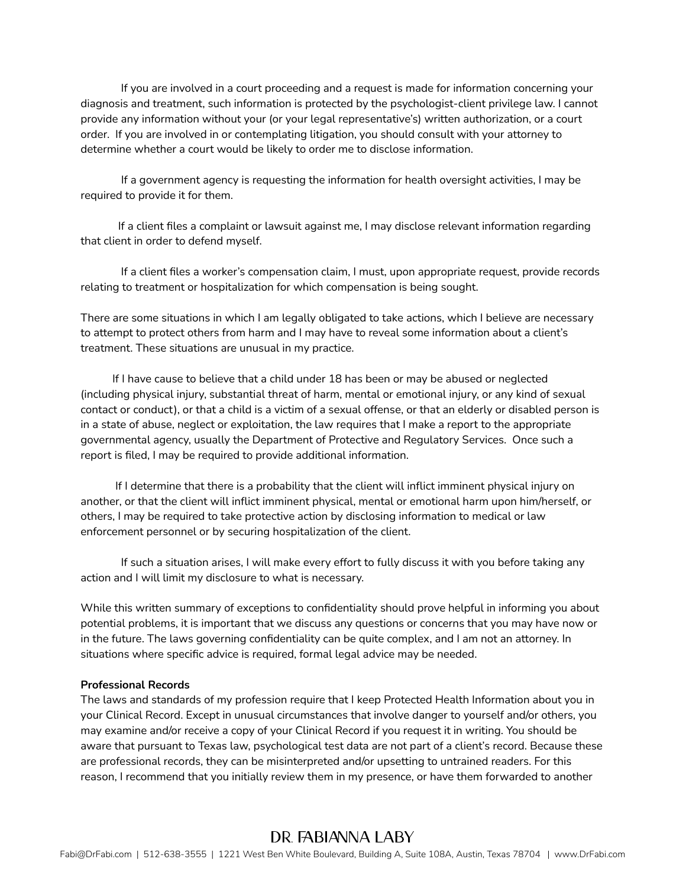If you are involved in a court proceeding and a request is made for information concerning your diagnosis and treatment, such information is protected by the psychologist-client privilege law. I cannot provide any information without your (or your legal representative's) written authorization, or a court order. If you are involved in or contemplating litigation, you should consult with your attorney to determine whether a court would be likely to order me to disclose information.

If a government agency is requesting the information for health oversight activities, I may be required to provide it for them.

If a client files a complaint or lawsuit against me, I may disclose relevant information regarding that client in order to defend myself.

If a client files a worker's compensation claim, I must, upon appropriate request, provide records relating to treatment or hospitalization for which compensation is being sought.

There are some situations in which I am legally obligated to take actions, which I believe are necessary to attempt to protect others from harm and I may have to reveal some information about a client's treatment. These situations are unusual in my practice.

If I have cause to believe that a child under 18 has been or may be abused or neglected (including physical injury, substantial threat of harm, mental or emotional injury, or any kind of sexual contact or conduct), or that a child is a victim of a sexual offense, or that an elderly or disabled person is in a state of abuse, neglect or exploitation, the law requires that I make a report to the appropriate governmental agency, usually the Department of Protective and Regulatory Services. Once such a report is filed, I may be required to provide additional information.

If I determine that there is a probability that the client will inflict imminent physical injury on another, or that the client will inflict imminent physical, mental or emotional harm upon him/herself, or others, I may be required to take protective action by disclosing information to medical or law enforcement personnel or by securing hospitalization of the client.

If such a situation arises, I will make every effort to fully discuss it with you before taking any action and I will limit my disclosure to what is necessary.

While this written summary of exceptions to confidentiality should prove helpful in informing you about potential problems, it is important that we discuss any questions or concerns that you may have now or in the future. The laws governing confidentiality can be quite complex, and I am not an attorney. In situations where specific advice is required, formal legal advice may be needed.

**Professional Records**
The laws and standards of my profession require that I keep Protected Health Information about you in your Clinical Record. Except in unusual circumstances that involve danger to yourself and/or others, you may examine and/or receive a copy of your Clinical Record if you request it in writing. You should be aware that pursuant to Texas law, psychological test data are not part of a client's record. Because these are professional records, they can be misinterpreted and/or upsetting to untrained readers. For this reason, I recommend that you initially review them in my presence, or have them forwarded to another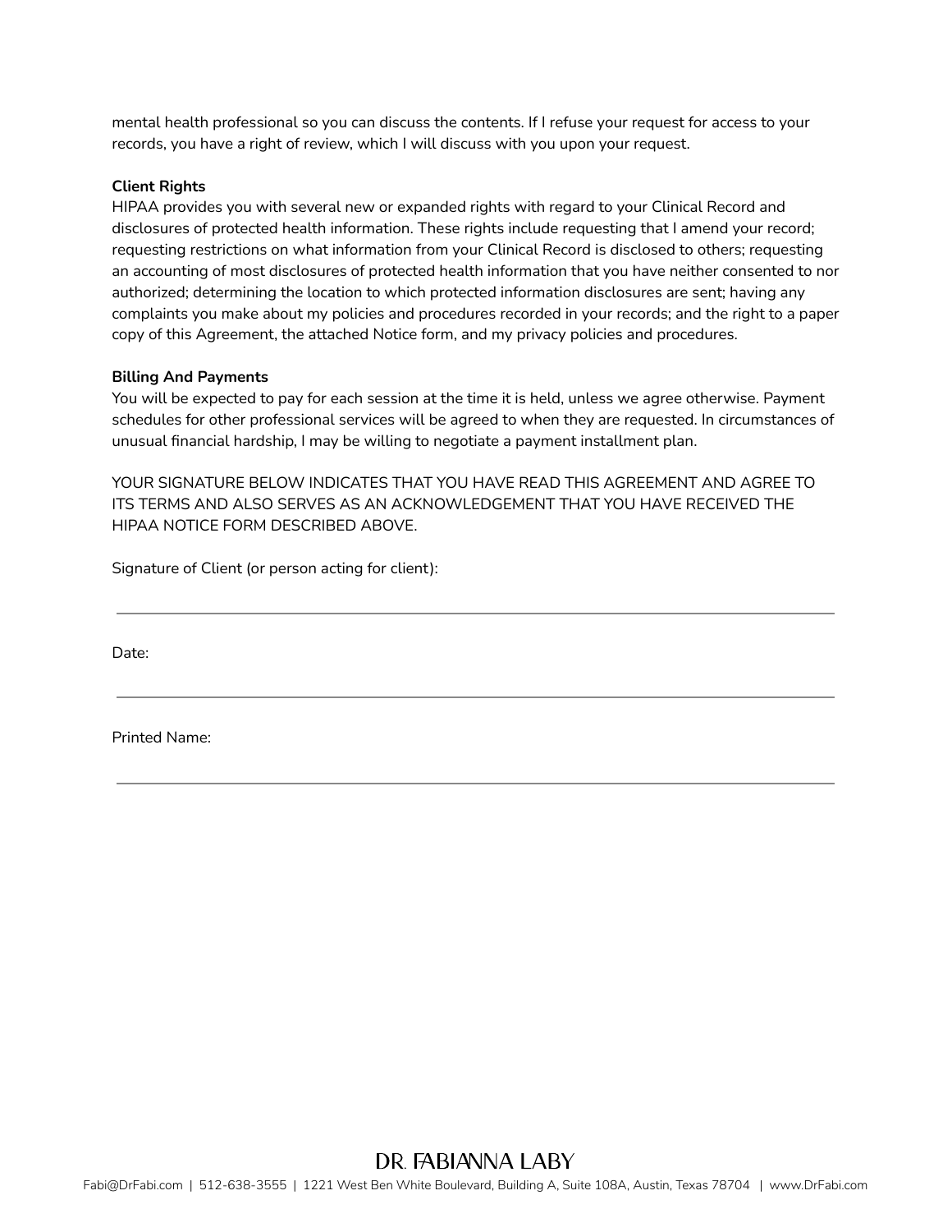mental health professional so you can discuss the contents. If I refuse your request for access to your records, you have a right of review, which I will discuss with you upon your request.

**Client Rights**

HIPAA provides you with several new or expanded rights with regard to your Clinical Record and disclosures of protected health information. These rights include requesting that I amend your record; requesting restrictions on what information from your Clinical Record is disclosed to others; requesting an accounting of most disclosures of protected health information that you have neither consented to nor authorized; determining the location to which protected information disclosures are sent; having any complaints you make about my policies and procedures recorded in your records; and the right to a paper copy of this Agreement, the attached Notice form, and my privacy policies and procedures.

**Billing And Payments**

You will be expected to pay for each session at the time it is held, unless we agree otherwise. Payment schedules for other professional services will be agreed to when they are requested. In circumstances of unusual financial hardship, I may be willing to negotiate a payment installment plan.

YOUR SIGNATURE BELOW INDICATES THAT YOU HAVE READ THIS AGREEMENT AND AGREE TO ITS TERMS AND ALSO SERVES AS AN ACKNOWLEDGEMENT THAT YOU HAVE RECEIVED THE HIPAA NOTICE FORM DESCRIBED ABOVE.

Signature of Client (or person acting for client):

______________________________________________

Date:

______________________________________________

Printed Name:

______________________________________________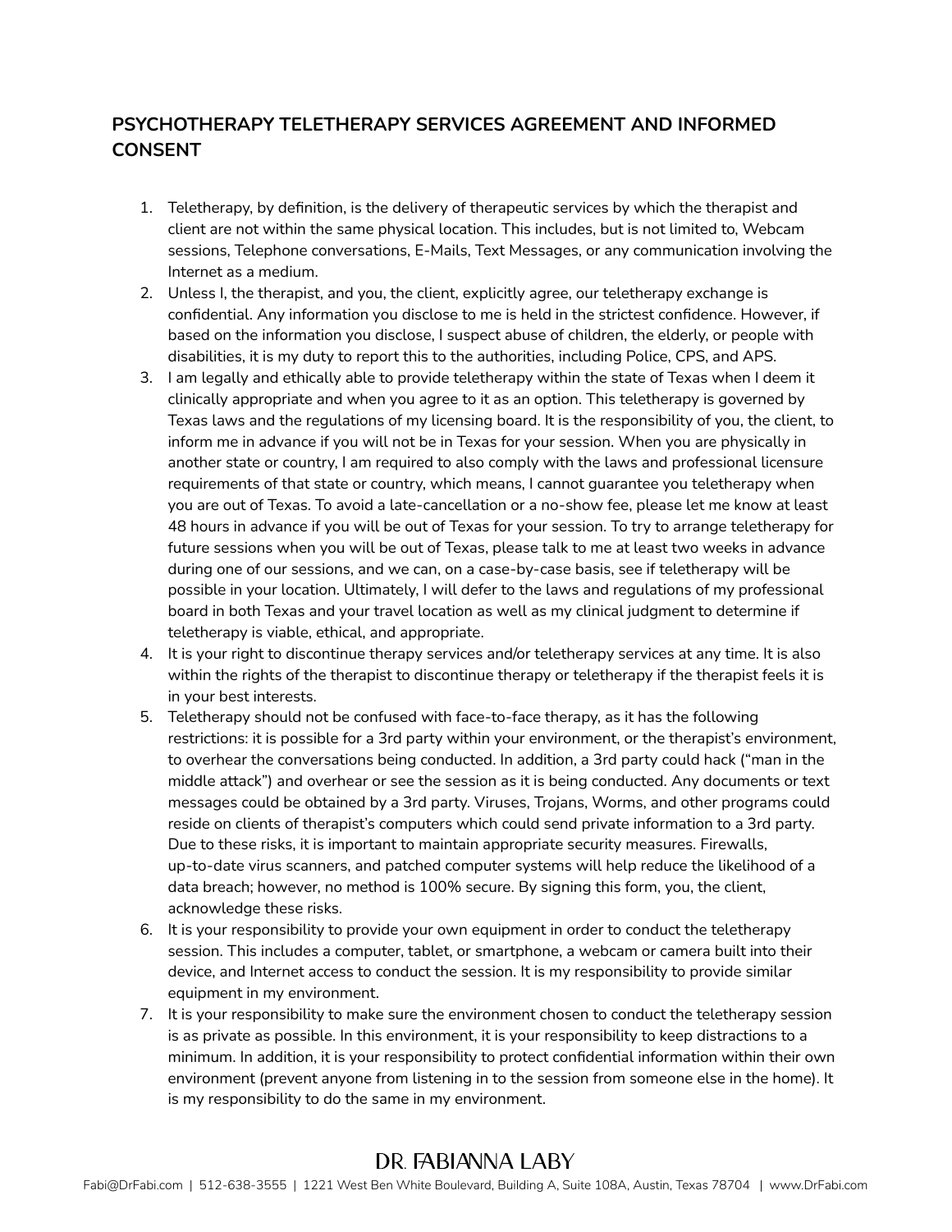## PSYCHOTHERAPY TELETHERAPY SERVICES AGREEMENT AND INFORMED CONSENT

1. Teletherapy, by definition, is the delivery of therapeutic services by which the therapist and client are not within the same physical location. This includes, but is not limited to, Webcam sessions, Telephone conversations, E-Mails, Text Messages, or any communication involving the Internet as a medium.
2. Unless I, the therapist, and you, the client, explicitly agree, our teletherapy exchange is confidential. Any information you disclose to me is held in the strictest confidence. However, if based on the information you disclose, I suspect abuse of children, the elderly, or people with disabilities, it is my duty to report this to the authorities, including Police, CPS, and APS.
3. I am legally and ethically able to provide teletherapy within the state of Texas when I deem it clinically appropriate and when you agree to it as an option. This teletherapy is governed by Texas laws and the regulations of my licensing board. It is the responsibility of you, the client, to inform me in advance if you will not be in Texas for your session. When you are physically in another state or country, I am required to also comply with the laws and professional licensure requirements of that state or country, which means, I cannot guarantee you teletherapy when you are out of Texas. To avoid a late-cancellation or a no-show fee, please let me know at least 48 hours in advance if you will be out of Texas for your session. To try to arrange teletherapy for future sessions when you will be out of Texas, please talk to me at least two weeks in advance during one of our sessions, and we can, on a case-by-case basis, see if teletherapy will be possible in your location. Ultimately, I will defer to the laws and regulations of my professional board in both Texas and your travel location as well as my clinical judgment to determine if teletherapy is viable, ethical, and appropriate.
4. It is your right to discontinue therapy services and/or teletherapy services at any time. It is also within the rights of the therapist to discontinue therapy or teletherapy if the therapist feels it is in your best interests.
5. Teletherapy should not be confused with face-to-face therapy, as it has the following restrictions: it is possible for a 3rd party within your environment, or the therapist's environment, to overhear the conversations being conducted. In addition, a 3rd party could hack ("man in the middle attack") and overhear or see the session as it is being conducted. Any documents or text messages could be obtained by a 3rd party. Viruses, Trojans, Worms, and other programs could reside on clients of therapist's computers which could send private information to a 3rd party. Due to these risks, it is important to maintain appropriate security measures. Firewalls, up-to-date virus scanners, and patched computer systems will help reduce the likelihood of a data breach; however, no method is 100% secure. By signing this form, you, the client, acknowledge these risks.
6. It is your responsibility to provide your own equipment in order to conduct the teletherapy session. This includes a computer, tablet, or smartphone, a webcam or camera built into their device, and Internet access to conduct the session. It is my responsibility to provide similar equipment in my environment.
7. It is your responsibility to make sure the environment chosen to conduct the teletherapy session is as private as possible. In this environment, it is your responsibility to keep distractions to a minimum. In addition, it is your responsibility to protect confidential information within their own environment (prevent anyone from listening in to the session from someone else in the home). It is my responsibility to do the same in my environment.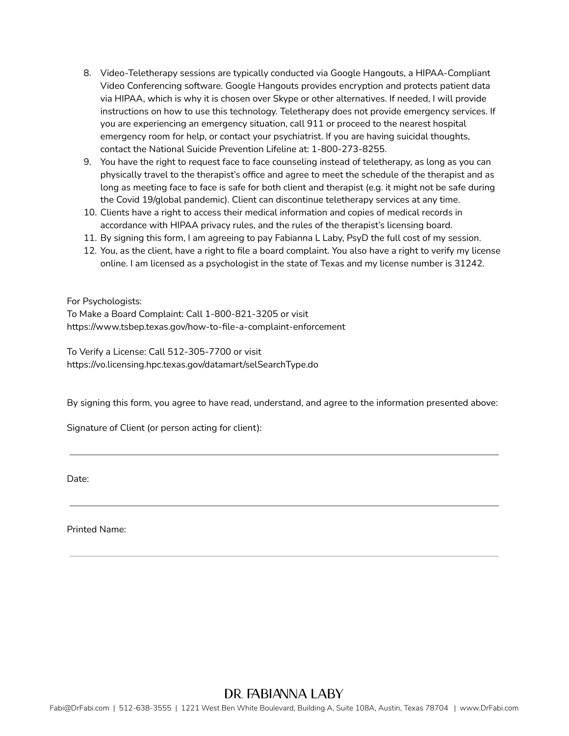8. Video-Teletherapy sessions are typically conducted via Google Hangouts, a HIPAA-Compliant Video Conferencing software. Google Hangouts provides encryption and protects patient data via HIPAA, which is why it is chosen over Skype or other alternatives. If needed, I will provide instructions on how to use this technology. Teletherapy does not provide emergency services. If you are experiencing an emergency situation, call 911 or proceed to the nearest hospital emergency room for help, or contact your psychiatrist. If you are having suicidal thoughts, contact the National Suicide Prevention Lifeline at: 1-800-273-8255.
9. You have the right to request face to face counseling instead of teletherapy, as long as you can physically travel to the therapist's office and agree to meet the schedule of the therapist and as long as meeting face to face is safe for both client and therapist (e.g. it might not be safe during the Covid 19/global pandemic). Client can discontinue teletherapy services at any time.
10. Clients have a right to access their medical information and copies of medical records in accordance with HIPAA privacy rules, and the rules of the therapist's licensing board.
11. By signing this form, I am agreeing to pay Fabianna L Laby, PsyD the full cost of my session.
12. You, as the client, have a right to file a board complaint. You also have a right to verify my license online. I am licensed as a psychologist in the state of Texas and my license number is 31242.

For Psychologists:
To Make a Board Complaint: Call 1-800-821-3205 or visit
https://www.tsbep.texas.gov/how-to-file-a-complaint-enforcement

To Verify a License: Call 512-305-7700 or visit
https://vo.licensing.hpc.texas.gov/datamart/selSearchType.do

By signing this form, you agree to have read, understand, and agree to the information presented above:

Signature of Client (or person acting for client):

_______________________________________________

Date:

_______________________________________________

Printed Name:

_______________________________________________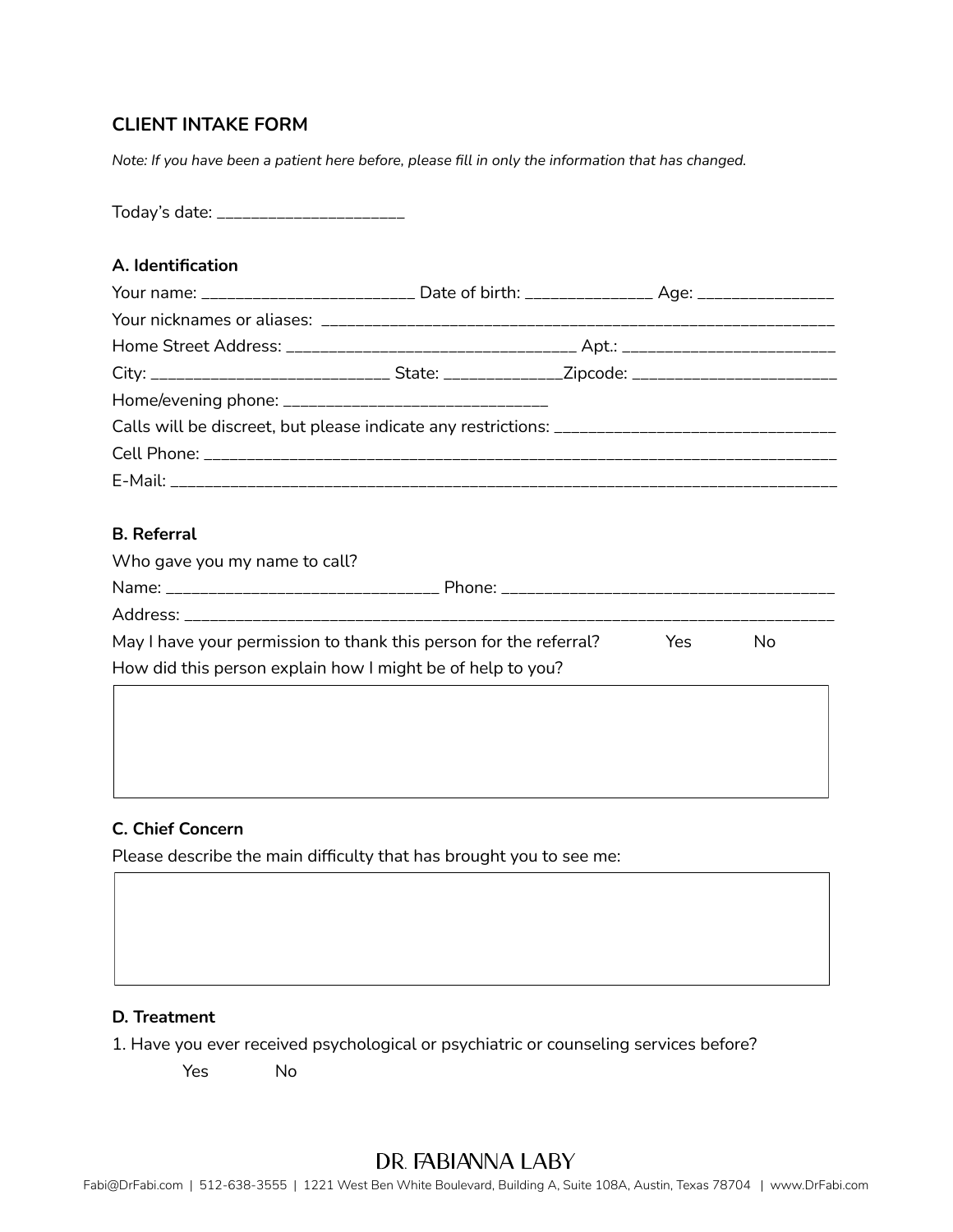## CLIENT INTAKE FORM

*Note: If you have been a patient here before, please fill in only the information that has changed.*

Today's date: ______________________

### A. Identification

Your name: ________________________ Date of birth: ______________ Age: _______________

Your nicknames or aliases: ___________________________________________________________

Home Street Address: _________________________________ Apt.: _______________________

City: __________________________ State: _____________Zipcode: _______________________

Home/evening phone: _____________________________

Calls will be discreet, but please indicate any restrictions: _______________________________

Cell Phone: ________________________________________________________________________

E-Mail: ____________________________________________________________________________

### B. Referral

Who gave you my name to call?

Name: ______________________________ Phone: ____________________________________

Address: ___________________________________________________________________________

May I have your permission to thank this person for the referral? Yes No

How did this person explain how I might be of help to you?

|  |
|---|
|  |

### C. Chief Concern

Please describe the main difficulty that has brought you to see me:

|  |
|---|
|  |

### D. Treatment

1. Have you ever received psychological or psychiatric or counseling services before?

   Yes No

DR. FABIANNA LABY

Fabi@DrFabi.com | 512-638-3555 | 1221 West Ben White Boulevard, Building A, Suite 108A, Austin, Texas 78704 | www.DrFabi.com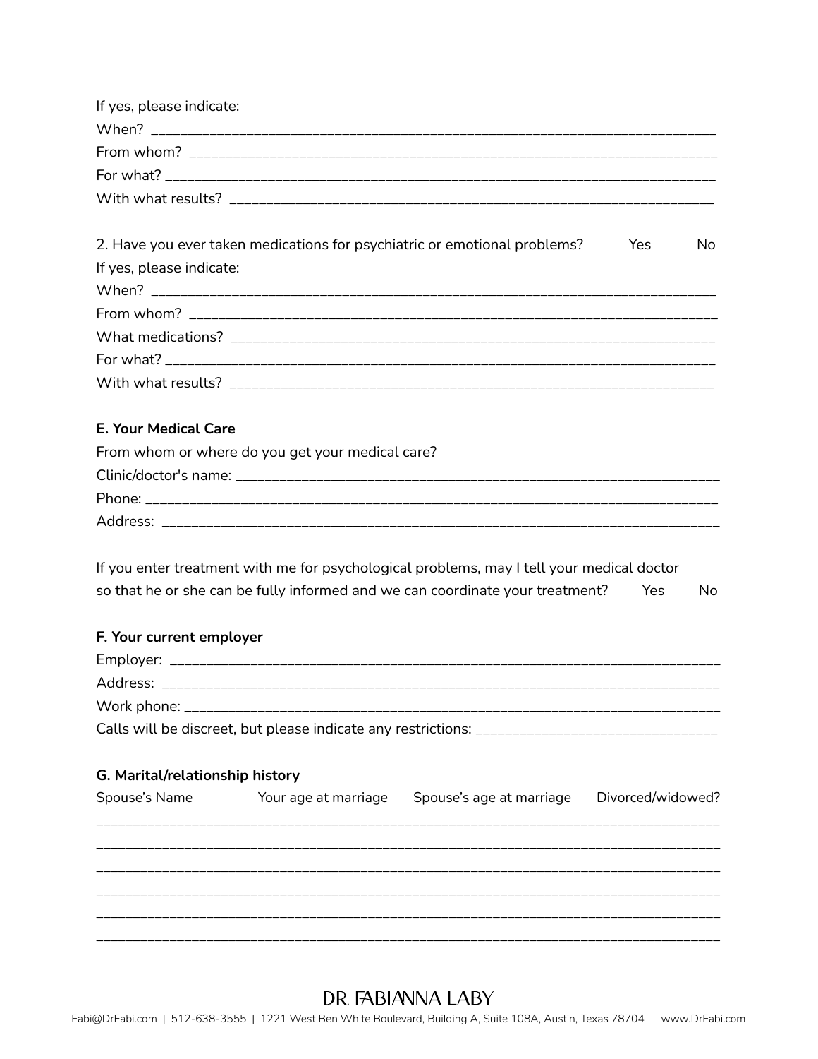If yes, please indicate:

When? ___________________________________________________________________________

From whom? ______________________________________________________________________

For what? _______________________________________________________________________

With what results? ________________________________________________________________

2. Have you ever taken medications for psychiatric or emotional problems? Yes No

If yes, please indicate:

When? ___________________________________________________________________________

From whom? ______________________________________________________________________

What medications? ________________________________________________________________

For what? _______________________________________________________________________

With what results? ________________________________________________________________

**E. Your Medical Care**

From whom or where do you get your medical care?

Clinic/doctor's name: ______________________________________________________________

Phone: __________________________________________________________________________

Address: ________________________________________________________________________

If you enter treatment with me for psychological problems, may I tell your medical doctor so that he or she can be fully informed and we can coordinate your treatment? Yes No

**F. Your current employer**

Employer: _______________________________________________________________________

Address: ________________________________________________________________________

Work phone: _____________________________________________________________________

Calls will be discreet, but please indicate any restrictions: _______________________________

**G. Marital/relationship history**

| Spouse's Name | Your age at marriage | Spouse's age at marriage | Divorced/widowed? |
|---|---|---|---|
| | | | |
| | | | |
| | | | |
| | | | |
| | | | |
| | | | |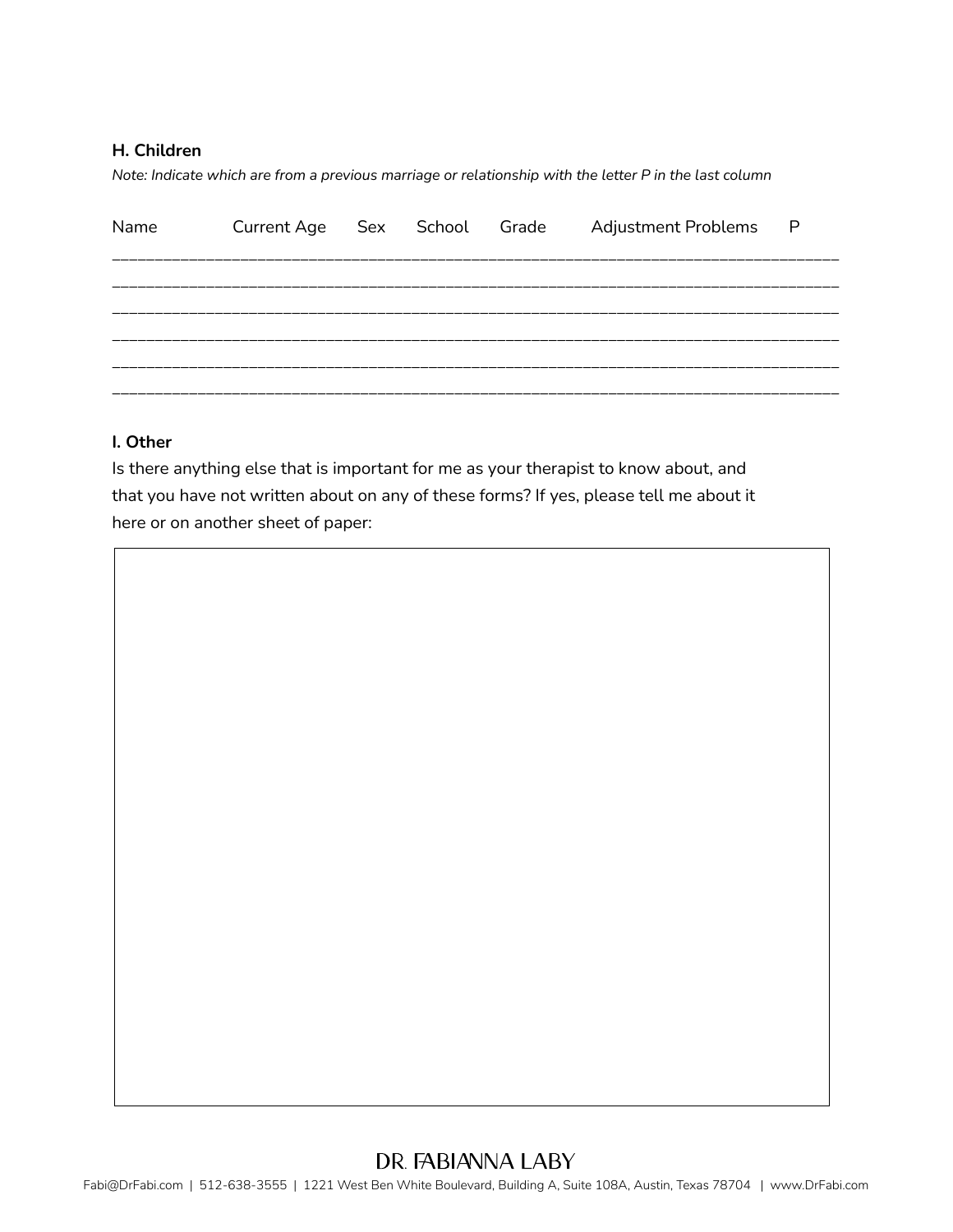### H. Children

*Note: Indicate which are from a previous marriage or relationship with the letter P in the last column*

| Name | Current Age | Sex | School | Grade | Adjustment Problems | P |
|---|---|---|---|---|---|---|
| | | | | | | |
| | | | | | | |
| | | | | | | |
| | | | | | | |
| | | | | | | |
| | | | | | | |

### I. Other

Is there anything else that is important for me as your therapist to know about, and that you have not written about on any of these forms? If yes, please tell me about it here or on another sheet of paper: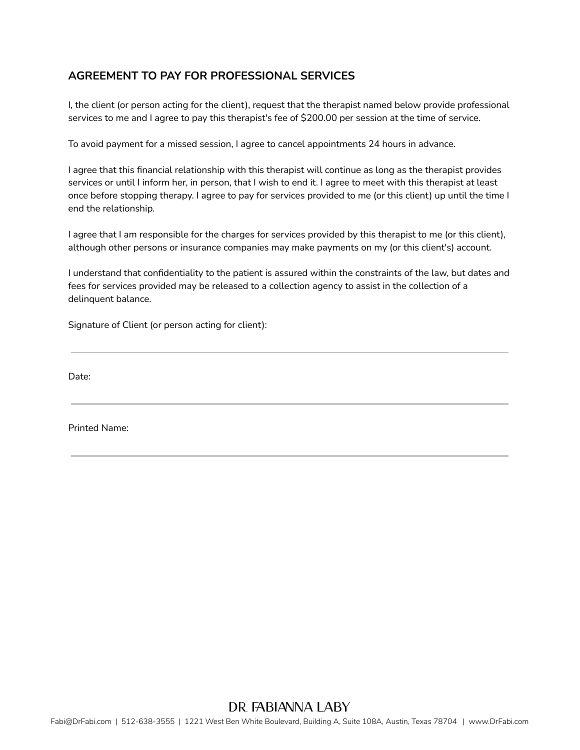## AGREEMENT TO PAY FOR PROFESSIONAL SERVICES

I, the client (or person acting for the client), request that the therapist named below provide professional services to me and I agree to pay this therapist's fee of $200.00 per session at the time of service.

To avoid payment for a missed session, I agree to cancel appointments 24 hours in advance.

I agree that this financial relationship with this therapist will continue as long as the therapist provides services or until I inform her, in person, that I wish to end it. I agree to meet with this therapist at least once before stopping therapy. I agree to pay for services provided to me (or this client) up until the time I end the relationship.

I agree that I am responsible for the charges for services provided by this therapist to me (or this client), although other persons or insurance companies may make payments on my (or this client's) account.

I understand that confidentiality to the patient is assured within the constraints of the law, but dates and fees for services provided may be released to a collection agency to assist in the collection of a delinquent balance.

Signature of Client (or person acting for client):

\_\_\_\_\_\_\_\_\_\_\_\_\_\_\_\_\_\_\_\_\_\_\_\_\_\_\_\_\_\_\_\_\_\_\_\_\_\_\_\_

Date:

\_\_\_\_\_\_\_\_\_\_\_\_\_\_\_\_\_\_\_\_\_\_\_\_\_\_\_\_\_\_\_\_\_\_\_\_\_\_\_\_

Printed Name:

\_\_\_\_\_\_\_\_\_\_\_\_\_\_\_\_\_\_\_\_\_\_\_\_\_\_\_\_\_\_\_\_\_\_\_\_\_\_\_\_